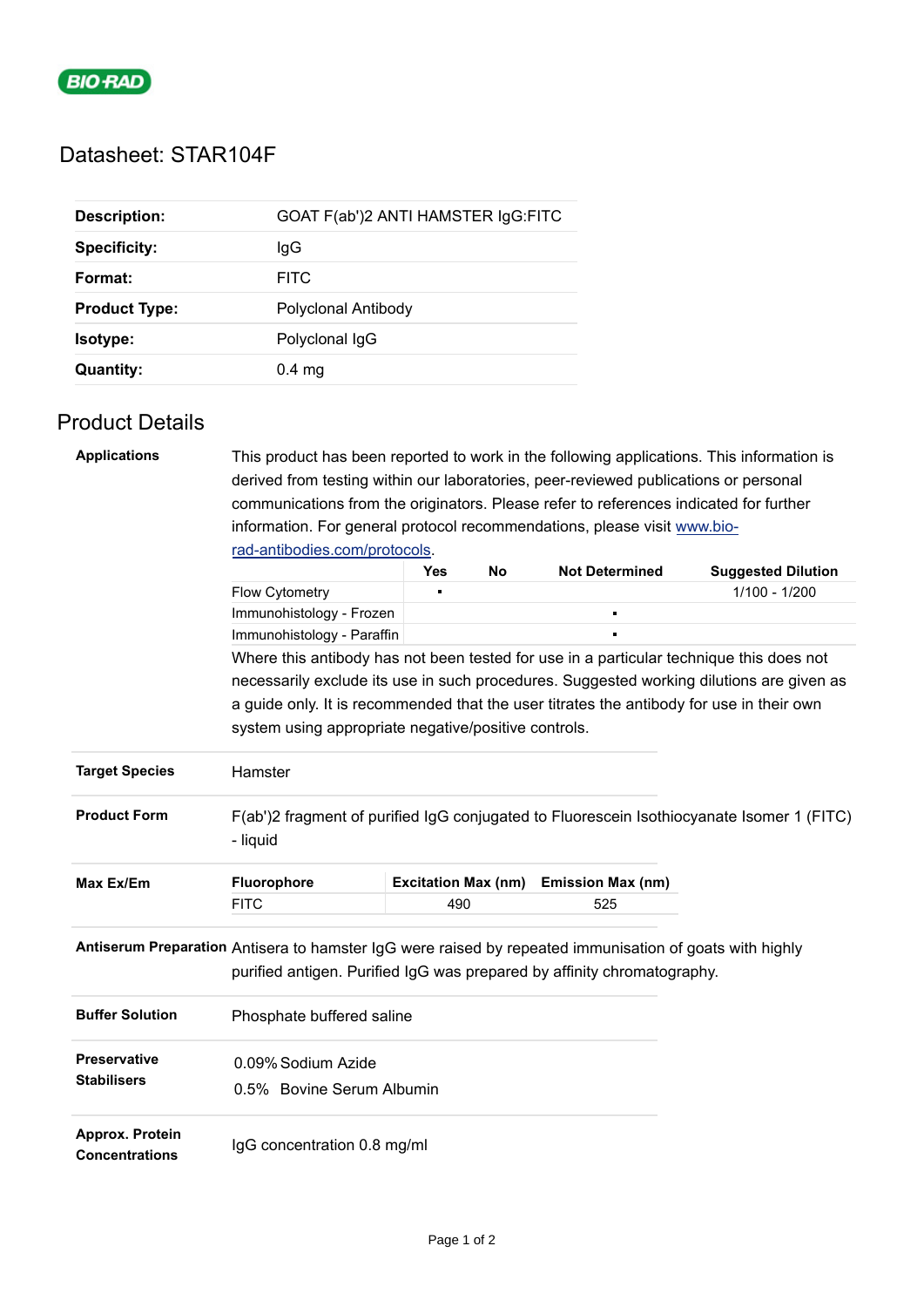# Datasheet: STAR104F

| | |
|---|---|
| **Description:** | GOAT F(ab')2 ANTI HAMSTER IgG:FITC |
| **Specificity:** | IgG |
| **Format:** | FITC |
| **Product Type:** | Polyclonal Antibody |
| **Isotype:** | Polyclonal IgG |
| **Quantity:** | 0.4 mg |

## Product Details

### Applications

This product has been reported to work in the following applications. This information is derived from testing within our laboratories, peer-reviewed publications or personal communications from the originators. Please refer to references indicated for further information. For general protocol recommendations, please visit [www.bio-rad-antibodies.com/protocols](www.bio-rad-antibodies.com/protocols).

| | Yes | No | Not Determined | Suggested Dilution |
|---|---|---|---|---|
| Flow Cytometry | ▪ | | | 1/100 - 1/200 |
| Immunohistology - Frozen | | | ▪ | |
| Immunohistology - Paraffin | | | ▪ | |

Where this antibody has not been tested for use in a particular technique this does not necessarily exclude its use in such procedures. Suggested working dilutions are given as a guide only. It is recommended that the user titrates the antibody for use in their own system using appropriate negative/positive controls.

### Target Species

Hamster

### Product Form

F(ab')2 fragment of purified IgG conjugated to Fluorescein Isothiocyanate Isomer 1 (FITC) - liquid

### Max Ex/Em

| Fluorophore | Excitation Max (nm) | Emission Max (nm) |
|---|---|---|
| FITC | 490 | 525 |

### Antiserum Preparation

Antisera to hamster IgG were raised by repeated immunisation of goats with highly purified antigen. Purified IgG was prepared by affinity chromatography.

### Buffer Solution

Phosphate buffered saline

### Preservative Stabilisers

0.09% Sodium Azide
0.5% Bovine Serum Albumin

### Approx. Protein Concentrations

IgG concentration 0.8 mg/ml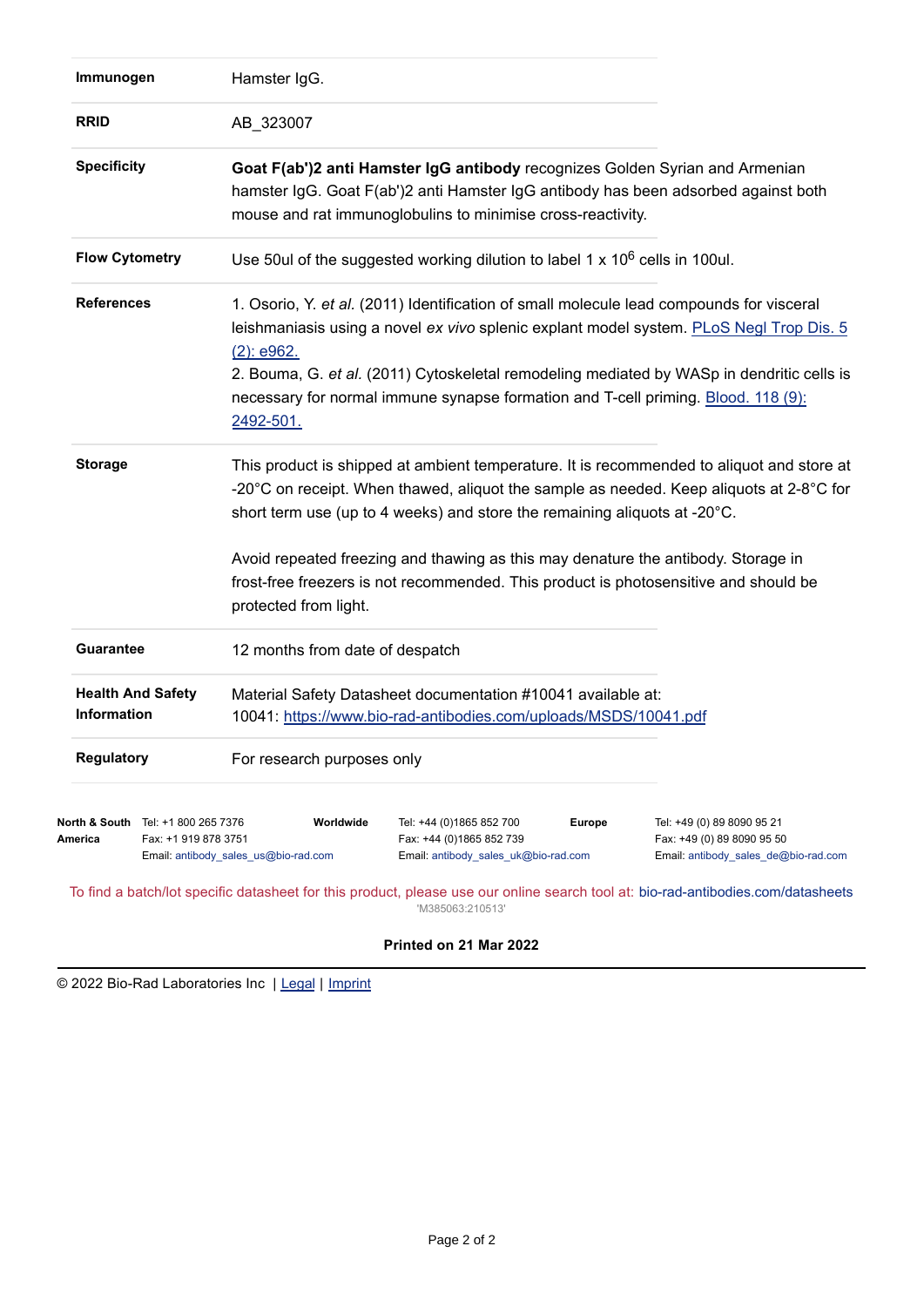| | |
|---|---|
| **Immunogen** | Hamster IgG. |
| **RRID** | AB_323007 |
| **Specificity** | **Goat F(ab')2 anti Hamster IgG antibody** recognizes Golden Syrian and Armenian hamster IgG. Goat F(ab')2 anti Hamster IgG antibody has been adsorbed against both mouse and rat immunoglobulins to minimise cross-reactivity. |
| **Flow Cytometry** | Use 50ul of the suggested working dilution to label 1 x $10^6$ cells in 100ul. |
| **References** | 1. Osorio, Y. *et al.* (2011) Identification of small molecule lead compounds for visceral leishmaniasis using a novel *ex vivo* splenic explant model system. [PLoS Negl Trop Dis. 5 (2): e962.](#) <br> 2. Bouma, G. *et al.* (2011) Cytoskeletal remodeling mediated by WASp in dendritic cells is necessary for normal immune synapse formation and T-cell priming. [Blood. 118 (9): 2492-501.](#) |
| **Storage** | This product is shipped at ambient temperature. It is recommended to aliquot and store at -20°C on receipt. When thawed, aliquot the sample as needed. Keep aliquots at 2-8°C for short term use (up to 4 weeks) and store the remaining aliquots at -20°C. <br><br> Avoid repeated freezing and thawing as this may denature the antibody. Storage in frost-free freezers is not recommended. This product is photosensitive and should be protected from light. |
| **Guarantee** | 12 months from date of despatch |
| **Health And Safety Information** | Material Safety Datasheet documentation #10041 available at: 10041: https://www.bio-rad-antibodies.com/uploads/MSDS/10041.pdf |
| **Regulatory** | For research purposes only |

| | | | | | |
|---|---|---|---|---|---|
| **North & South America** | Tel: +1 800 265 7376 <br> Fax: +1 919 878 3751 <br> Email: antibody_sales_us@bio-rad.com | **Worldwide** | Tel: +44 (0)1865 852 700 <br> Fax: +44 (0)1865 852 739 <br> Email: antibody_sales_uk@bio-rad.com | **Europe** | Tel: +49 (0) 89 8090 95 21 <br> Fax: +49 (0) 89 8090 95 50 <br> Email: antibody_sales_de@bio-rad.com |

To find a batch/lot specific datasheet for this product, please use our online search tool at: bio-rad-antibodies.com/datasheets

'M385063:210513'

**Printed on 21 Mar 2022**

© 2022 Bio-Rad Laboratories Inc | Legal | Imprint